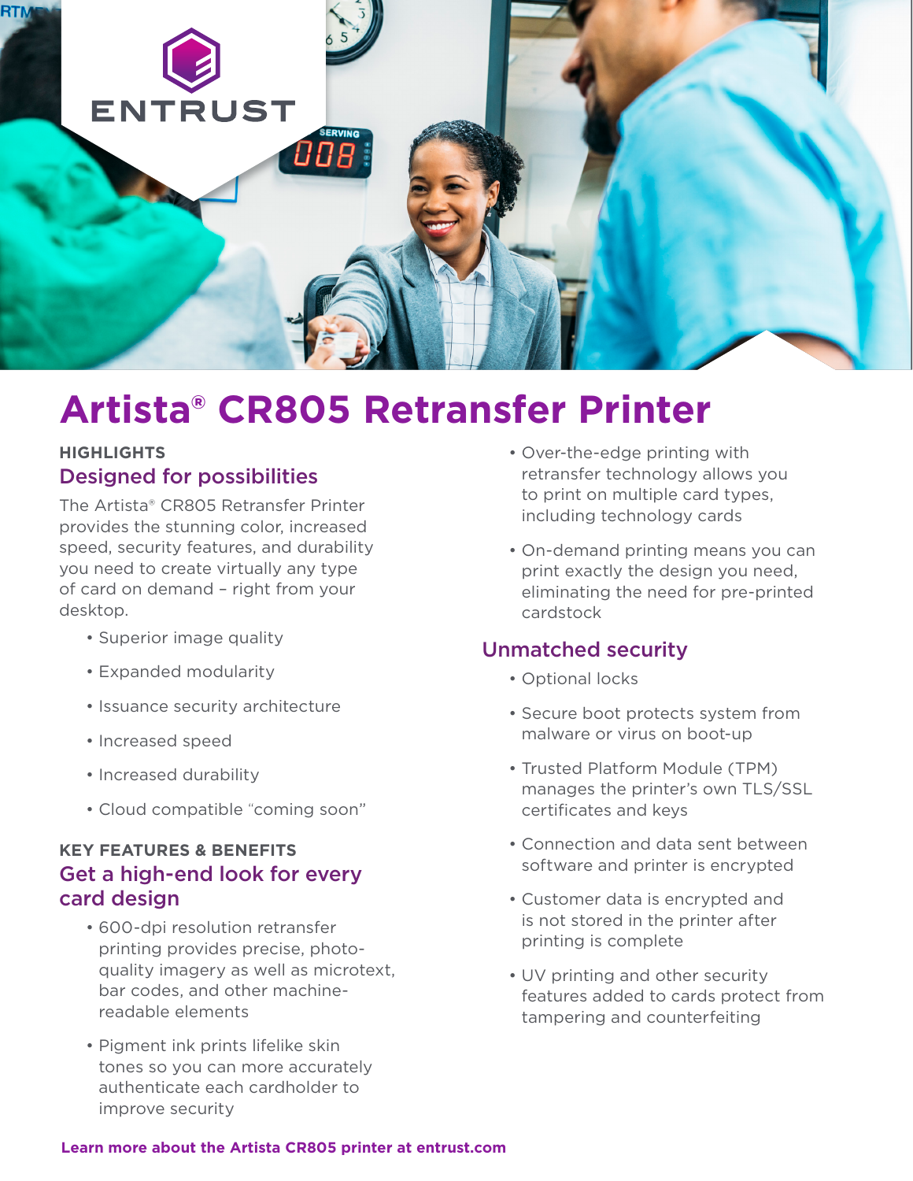ENTRUST

# Artista® CR805 Retransfer Printer

**HIGHLIGHTS**

## Designed for possibilities

The Artista® CR805 Retransfer Printer provides the stunning color, increased speed, security features, and durability you need to create virtually any type of card on demand – right from your desktop.

- Superior image quality
- Expanded modularity
- Issuance security architecture
- Increased speed
- Increased durability
- Cloud compatible "coming soon"

**KEY FEATURES & BENEFITS**

## Get a high-end look for every card design

- 600-dpi resolution retransfer printing provides precise, photo-quality imagery as well as microtext, bar codes, and other machine-readable elements
- Pigment ink prints lifelike skin tones so you can more accurately authenticate each cardholder to improve security
- Over-the-edge printing with retransfer technology allows you to print on multiple card types, including technology cards
- On-demand printing means you can print exactly the design you need, eliminating the need for pre-printed cardstock

## Unmatched security

- Optional locks
- Secure boot protects system from malware or virus on boot-up
- Trusted Platform Module (TPM) manages the printer's own TLS/SSL certificates and keys
- Connection and data sent between software and printer is encrypted
- Customer data is encrypted and is not stored in the printer after printing is complete
- UV printing and other security features added to cards protect from tampering and counterfeiting

**Learn more about the Artista CR805 printer at entrust.com**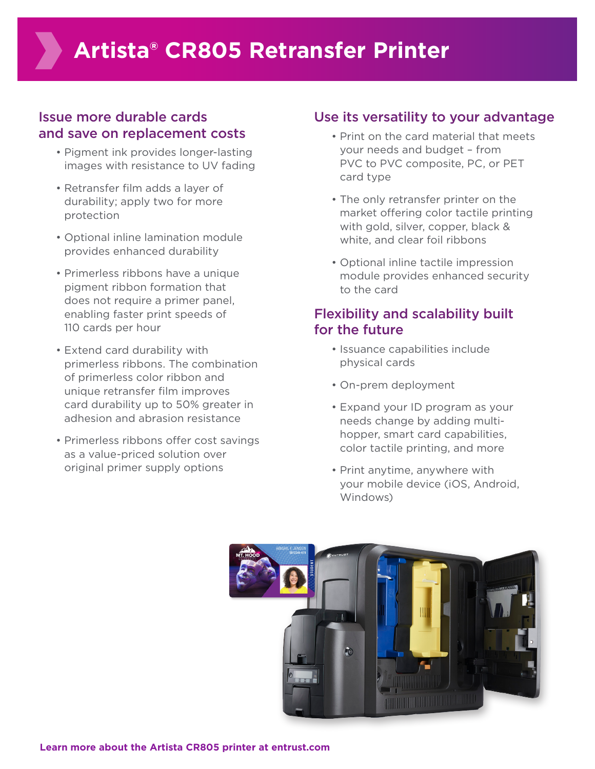# Artista® CR805 Retransfer Printer

## Issue more durable cards and save on replacement costs

- Pigment ink provides longer-lasting images with resistance to UV fading
- Retransfer film adds a layer of durability; apply two for more protection
- Optional inline lamination module provides enhanced durability
- Primerless ribbons have a unique pigment ribbon formation that does not require a primer panel, enabling faster print speeds of 110 cards per hour
- Extend card durability with primerless ribbons. The combination of primerless color ribbon and unique retransfer film improves card durability up to 50% greater in adhesion and abrasion resistance
- Primerless ribbons offer cost savings as a value-priced solution over original primer supply options

## Use its versatility to your advantage

- Print on the card material that meets your needs and budget – from PVC to PVC composite, PC, or PET card type
- The only retransfer printer on the market offering color tactile printing with gold, silver, copper, black & white, and clear foil ribbons
- Optional inline tactile impression module provides enhanced security to the card

## Flexibility and scalability built for the future

- Issuance capabilities include physical cards
- On-prem deployment
- Expand your ID program as your needs change by adding multi-hopper, smart card capabilities, color tactile printing, and more
- Print anytime, anywhere with your mobile device (iOS, Android, Windows)

**Learn more about the Artista CR805 printer at entrust.com**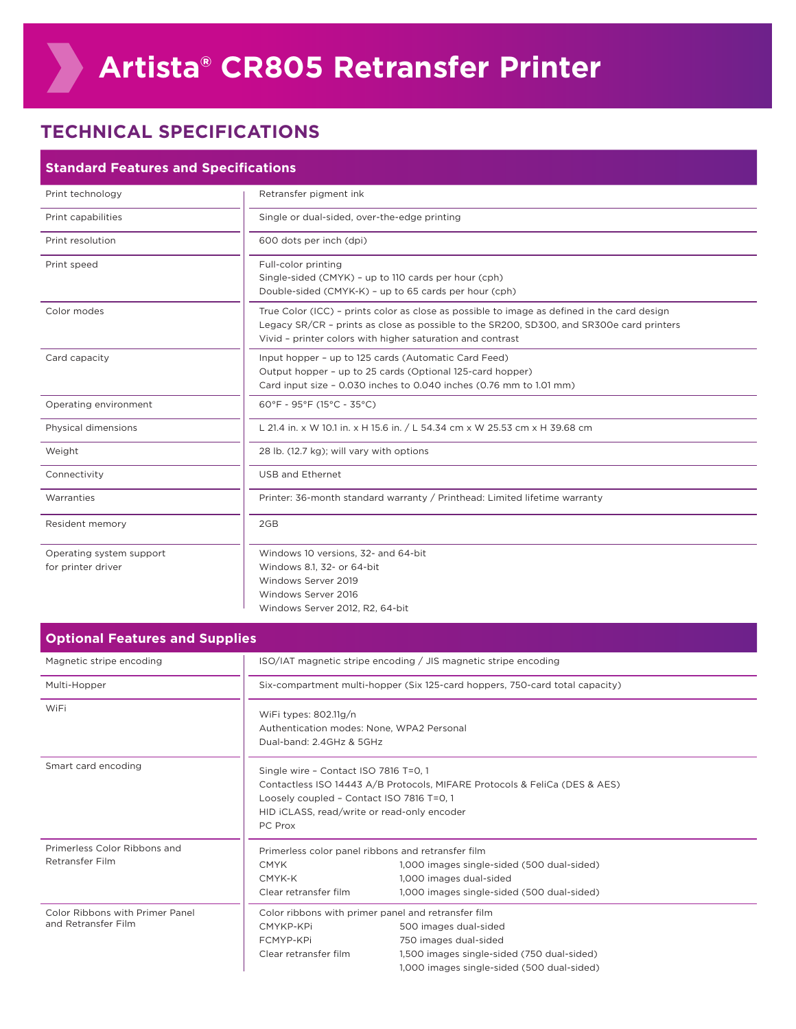# Artista® CR805 Retransfer Printer

## TECHNICAL SPECIFICATIONS

### Standard Features and Specifications

| | |
|---|---|
| Print technology | Retransfer pigment ink |
| Print capabilities | Single or dual-sided, over-the-edge printing |
| Print resolution | 600 dots per inch (dpi) |
| Print speed | Full-color printing<br>Single-sided (CMYK) – up to 110 cards per hour (cph)<br>Double-sided (CMYK-K) – up to 65 cards per hour (cph) |
| Color modes | True Color (ICC) – prints color as close as possible to image as defined in the card design<br>Legacy SR/CR – prints as close as possible to the SR200, SD300, and SR300e card printers<br>Vivid – printer colors with higher saturation and contrast |
| Card capacity | Input hopper – up to 125 cards (Automatic Card Feed)<br>Output hopper – up to 25 cards (Optional 125-card hopper)<br>Card input size – 0.030 inches to 0.040 inches (0.76 mm to 1.01 mm) |
| Operating environment | 60°F - 95°F (15°C - 35°C) |
| Physical dimensions | L 21.4 in. x W 10.1 in. x H 15.6 in. / L 54.34 cm x W 25.53 cm x H 39.68 cm |
| Weight | 28 lb. (12.7 kg); will vary with options |
| Connectivity | USB and Ethernet |
| Warranties | Printer: 36-month standard warranty / Printhead: Limited lifetime warranty |
| Resident memory | 2GB |
| Operating system support for printer driver | Windows 10 versions, 32- and 64-bit<br>Windows 8.1, 32- or 64-bit<br>Windows Server 2019<br>Windows Server 2016<br>Windows Server 2012, R2, 64-bit |

### Optional Features and Supplies

| | |
|---|---|
| Magnetic stripe encoding | ISO/IAT magnetic stripe encoding / JIS magnetic stripe encoding |
| Multi-Hopper | Six-compartment multi-hopper (Six 125-card hoppers, 750-card total capacity) |
| WiFi | WiFi types: 802.11g/n<br>Authentication modes: None, WPA2 Personal<br>Dual-band: 2.4GHz & 5GHz |
| Smart card encoding | Single wire – Contact ISO 7816 T=0, 1<br>Contactless ISO 14443 A/B Protocols, MIFARE Protocols & FeliCa (DES & AES)<br>Loosely coupled – Contact ISO 7816 T=0, 1<br>HID iCLASS, read/write or read-only encoder<br>PC Prox |
| Primerless Color Ribbons and Retransfer Film | Primerless color panel ribbons and retransfer film<br>CMYK – 1,000 images single-sided (500 dual-sided)<br>CMYK-K – 1,000 images dual-sided<br>Clear retransfer film – 1,000 images single-sided (500 dual-sided) |
| Color Ribbons with Primer Panel and Retransfer Film | Color ribbons with primer panel and retransfer film<br>CMYKP-KPi – 500 images dual-sided<br>FCMYP-KPi – 750 images dual-sided<br>Clear retransfer film – 1,500 images single-sided (750 dual-sided)<br>1,000 images single-sided (500 dual-sided) |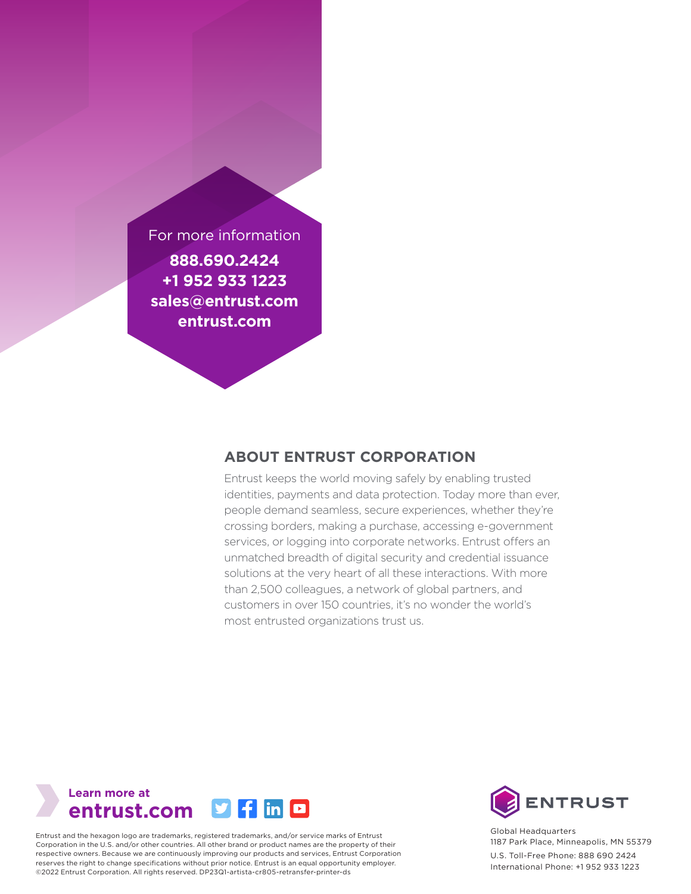For more information

**888.690.2424**
**+1 952 933 1223**
**sales@entrust.com**
**entrust.com**

## ABOUT ENTRUST CORPORATION

Entrust keeps the world moving safely by enabling trusted identities, payments and data protection. Today more than ever, people demand seamless, secure experiences, whether they're crossing borders, making a purchase, accessing e-government services, or logging into corporate networks. Entrust offers an unmatched breadth of digital security and credential issuance solutions at the very heart of all these interactions. With more than 2,500 colleagues, a network of global partners, and customers in over 150 countries, it's no wonder the world's most entrusted organizations trust us.

**Learn more at**
**entrust.com**

Entrust and the hexagon logo are trademarks, registered trademarks, and/or service marks of Entrust Corporation in the U.S. and/or other countries. All other brand or product names are the property of their respective owners. Because we are continuously improving our products and services, Entrust Corporation reserves the right to change specifications without prior notice. Entrust is an equal opportunity employer. ©2022 Entrust Corporation. All rights reserved. DP23Q1-artista-cr805-retransfer-printer-ds

ENTRUST

Global Headquarters
1187 Park Place, Minneapolis, MN 55379

U.S. Toll-Free Phone: 888 690 2424
International Phone: +1 952 933 1223